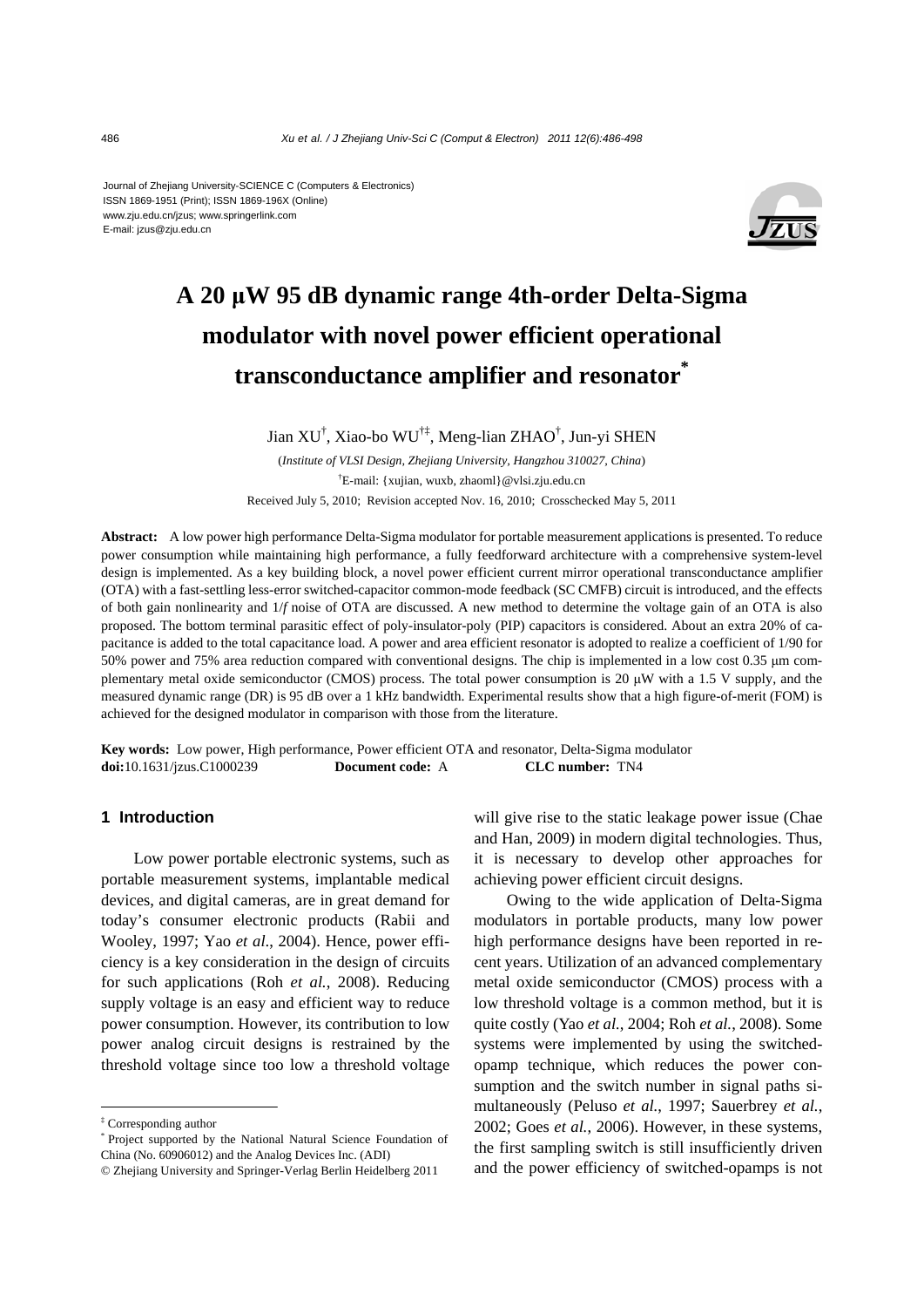Journal of Zhejiang University-SCIENCE C (Computers & Electronics)
ISSN 1869-1951 (Print); ISSN 1869-196X (Online)
www.zju.edu.cn/jzus; www.springerlink.com
E-mail: jzus@zju.edu.cn

# A 20 μW 95 dB dynamic range 4th-order Delta-Sigma modulator with novel power efficient operational transconductance amplifier and resonator*

Jian XU†, Xiao-bo WU†‡, Meng-lian ZHAO†, Jun-yi SHEN

(*Institute of VLSI Design, Zhejiang University, Hangzhou 310027, China*)

†E-mail: {xujian, wuxb, zhaoml}@vlsi.zju.edu.cn

Received July 5, 2010; Revision accepted Nov. 16, 2010; Crosschecked May 5, 2011

**Abstract:** A low power high performance Delta-Sigma modulator for portable measurement applications is presented. To reduce power consumption while maintaining high performance, a fully feedforward architecture with a comprehensive system-level design is implemented. As a key building block, a novel power efficient current mirror operational transconductance amplifier (OTA) with a fast-settling less-error switched-capacitor common-mode feedback (SC CMFB) circuit is introduced, and the effects of both gain nonlinearity and 1/*f* noise of OTA are discussed. A new method to determine the voltage gain of an OTA is also proposed. The bottom terminal parasitic effect of poly-insulator-poly (PIP) capacitors is considered. About an extra 20% of capacitance is added to the total capacitance load. A power and area efficient resonator is adopted to realize a coefficient of 1/90 for 50% power and 75% area reduction compared with conventional designs. The chip is implemented in a low cost 0.35 μm complementary metal oxide semiconductor (CMOS) process. The total power consumption is 20 μW with a 1.5 V supply, and the measured dynamic range (DR) is 95 dB over a 1 kHz bandwidth. Experimental results show that a high figure-of-merit (FOM) is achieved for the designed modulator in comparison with those from the literature.

**Key words:** Low power, High performance, Power efficient OTA and resonator, Delta-Sigma modulator
**doi:**10.1631/jzus.C1000239 **Document code:** A **CLC number:** TN4

## 1 Introduction

Low power portable electronic systems, such as portable measurement systems, implantable medical devices, and digital cameras, are in great demand for today's consumer electronic products (Rabii and Wooley, 1997; Yao *et al*., 2004). Hence, power efficiency is a key consideration in the design of circuits for such applications (Roh *et al.*, 2008). Reducing supply voltage is an easy and efficient way to reduce power consumption. However, its contribution to low power analog circuit designs is restrained by the threshold voltage since too low a threshold voltage will give rise to the static leakage power issue (Chae and Han, 2009) in modern digital technologies. Thus, it is necessary to develop other approaches for achieving power efficient circuit designs.

Owing to the wide application of Delta-Sigma modulators in portable products, many low power high performance designs have been reported in recent years. Utilization of an advanced complementary metal oxide semiconductor (CMOS) process with a low threshold voltage is a common method, but it is quite costly (Yao *et al.*, 2004; Roh *et al.*, 2008). Some systems were implemented by using the switched-opamp technique, which reduces the power consumption and the switch number in signal paths simultaneously (Peluso *et al.*, 1997; Sauerbrey *et al.*, 2002; Goes *et al.*, 2006). However, in these systems, the first sampling switch is still insufficiently driven and the power efficiency of switched-opamps is not

‡ Corresponding author

* Project supported by the National Natural Science Foundation of China (No. 60906012) and the Analog Devices Inc. (ADI)

© Zhejiang University and Springer-Verlag Berlin Heidelberg 2011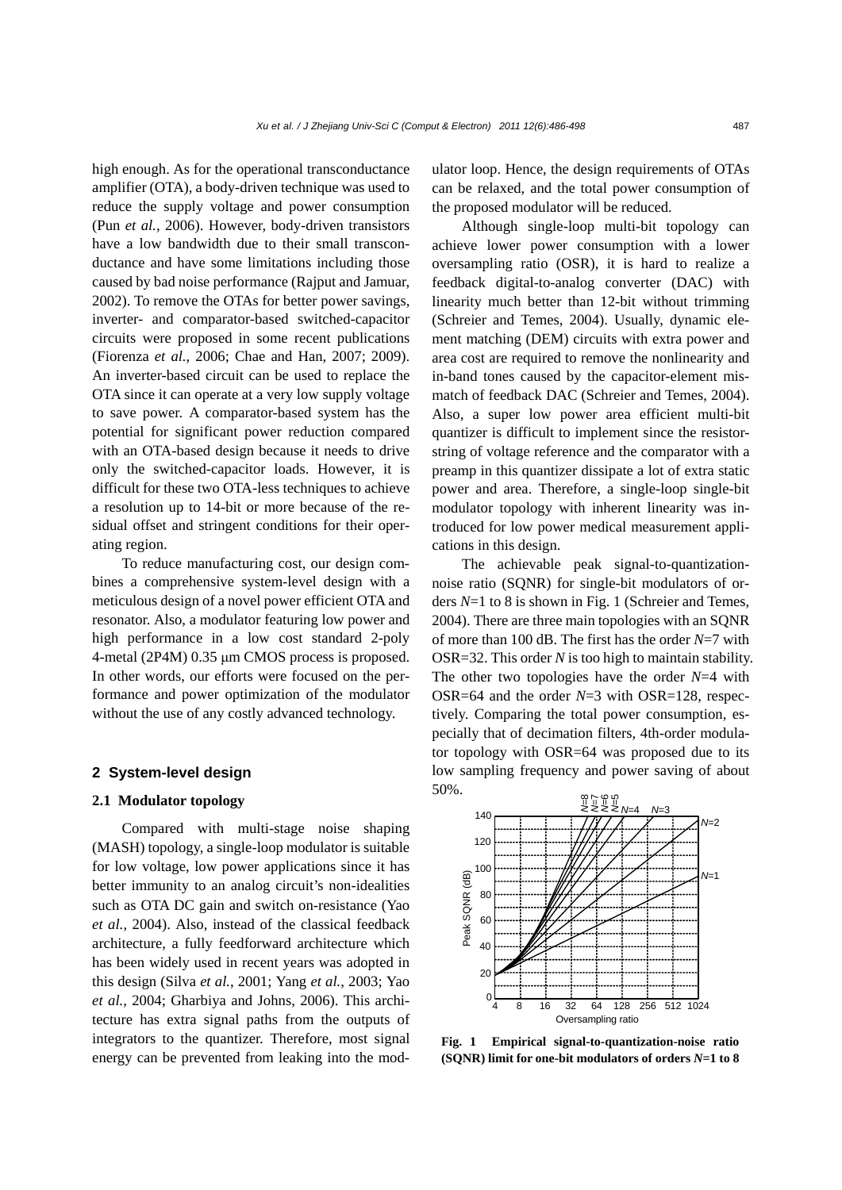high enough. As for the operational transconductance amplifier (OTA), a body-driven technique was used to reduce the supply voltage and power consumption (Pun *et al.*, 2006). However, body-driven transistors have a low bandwidth due to their small transconductance and have some limitations including those caused by bad noise performance (Rajput and Jamuar, 2002). To remove the OTAs for better power savings, inverter- and comparator-based switched-capacitor circuits were proposed in some recent publications (Fiorenza *et al.*, 2006; Chae and Han, 2007; 2009). An inverter-based circuit can be used to replace the OTA since it can operate at a very low supply voltage to save power. A comparator-based system has the potential for significant power reduction compared with an OTA-based design because it needs to drive only the switched-capacitor loads. However, it is difficult for these two OTA-less techniques to achieve a resolution up to 14-bit or more because of the residual offset and stringent conditions for their operating region.

To reduce manufacturing cost, our design combines a comprehensive system-level design with a meticulous design of a novel power efficient OTA and resonator. Also, a modulator featuring low power and high performance in a low cost standard 2-poly 4-metal (2P4M) 0.35 μm CMOS process is proposed. In other words, our efforts were focused on the performance and power optimization of the modulator without the use of any costly advanced technology.

## 2 System-level design

### 2.1 Modulator topology

Compared with multi-stage noise shaping (MASH) topology, a single-loop modulator is suitable for low voltage, low power applications since it has better immunity to an analog circuit's non-idealities such as OTA DC gain and switch on-resistance (Yao *et al.*, 2004). Also, instead of the classical feedback architecture, a fully feedforward architecture which has been widely used in recent years was adopted in this design (Silva *et al.*, 2001; Yang *et al.*, 2003; Yao *et al.*, 2004; Gharbiya and Johns, 2006). This architecture has extra signal paths from the outputs of integrators to the quantizer. Therefore, most signal energy can be prevented from leaking into the modulator loop. Hence, the design requirements of OTAs can be relaxed, and the total power consumption of the proposed modulator will be reduced.

Although single-loop multi-bit topology can achieve lower power consumption with a lower oversampling ratio (OSR), it is hard to realize a feedback digital-to-analog converter (DAC) with linearity much better than 12-bit without trimming (Schreier and Temes, 2004). Usually, dynamic element matching (DEM) circuits with extra power and area cost are required to remove the nonlinearity and in-band tones caused by the capacitor-element mismatch of feedback DAC (Schreier and Temes, 2004). Also, a super low power area efficient multi-bit quantizer is difficult to implement since the resistor-string of voltage reference and the comparator with a preamp in this quantizer dissipate a lot of extra static power and area. Therefore, a single-loop single-bit modulator topology with inherent linearity was introduced for low power medical measurement applications in this design.

The achievable peak signal-to-quantization-noise ratio (SQNR) for single-bit modulators of orders $N$=1 to 8 is shown in Fig. 1 (Schreier and Temes, 2004). There are three main topologies with an SQNR of more than 100 dB. The first has the order $N$=7 with OSR=32. This order $N$ is too high to maintain stability. The other two topologies have the order $N$=4 with OSR=64 and the order $N$=3 with OSR=128, respectively. Comparing the total power consumption, especially that of decimation filters, 4th-order modulator topology with OSR=64 was proposed due to its low sampling frequency and power saving of about 50%.

**Fig. 1 Empirical signal-to-quantization-noise ratio (SQNR) limit for one-bit modulators of orders $N$=1 to 8**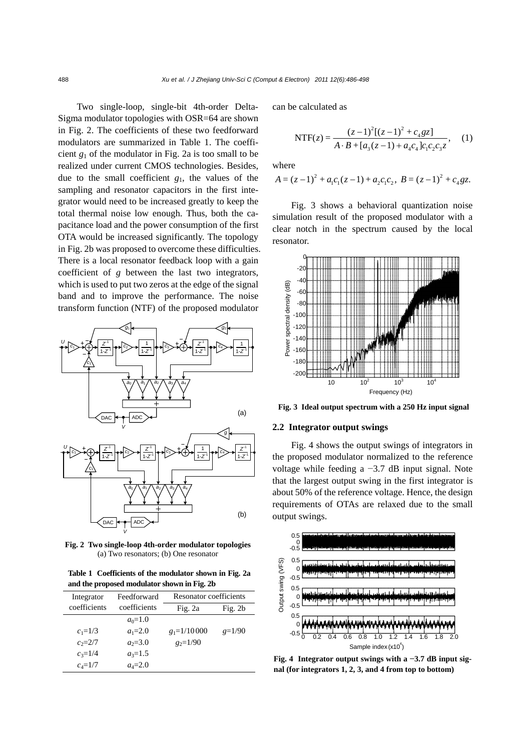Two single-loop, single-bit 4th-order Delta-Sigma modulator topologies with OSR=64 are shown in Fig. 2. The coefficients of these two feedforward modulators are summarized in Table 1. The coefficient $g_1$ of the modulator in Fig. 2a is too small to be realized under current CMOS technologies. Besides, due to the small coefficient $g_1$, the values of the sampling and resonator capacitors in the first integrator would need to be increased greatly to keep the total thermal noise low enough. Thus, both the capacitance load and the power consumption of the first OTA would be increased significantly. The topology in Fig. 2b was proposed to overcome these difficulties. There is a local resonator feedback loop with a gain coefficient of $g$ between the last two integrators, which is used to put two zeros at the edge of the signal band and to improve the performance. The noise transform function (NTF) of the proposed modulator can be calculated as

$$\mathrm{NTF}(z)=\frac{(z-1)^2[(z-1)^2+c_4gz]}{A\cdot B+[a_3(z-1)+a_4c_4]c_1c_2c_3z},\quad (1)$$

where

$$A=(z-1)^2+a_1c_1(z-1)+a_2c_1c_2,\ B=(z-1)^2+c_4gz.$$

Fig. 2 Two single-loop 4th-order modulator topologies
(a) Two resonators; (b) One resonator

Table 1 Coefficients of the modulator shown in Fig. 2a and the proposed modulator shown in Fig. 2b

| Integrator coefficients | Feedforward coefficients | Resonator coefficients | |
|---|---|---|---|
| | | Fig. 2a | Fig. 2b |
| | $a_0$=1.0 | | |
| $c_1$=1/3 | $a_1$=2.0 | $g_1$=1/10000 | $g$=1/90 |
| $c_2$=2/7 | $a_2$=3.0 | $g_2$=1/90 | |
| $c_3$=1/4 | $a_3$=1.5 | | |
| $c_4$=1/7 | $a_4$=2.0 | | |

Fig. 3 shows a behavioral quantization noise simulation result of the proposed modulator with a clear notch in the spectrum caused by the local resonator.

Fig. 3 Ideal output spectrum with a 250 Hz input signal

## 2.2 Integrator output swings

Fig. 4 shows the output swings of integrators in the proposed modulator normalized to the reference voltage while feeding a −3.7 dB input signal. Note that the largest output swing in the first integrator is about 50% of the reference voltage. Hence, the design requirements of OTAs are relaxed due to the small output swings.

Fig. 4 Integrator output swings with a −3.7 dB input signal (for integrators 1, 2, 3, and 4 from top to bottom)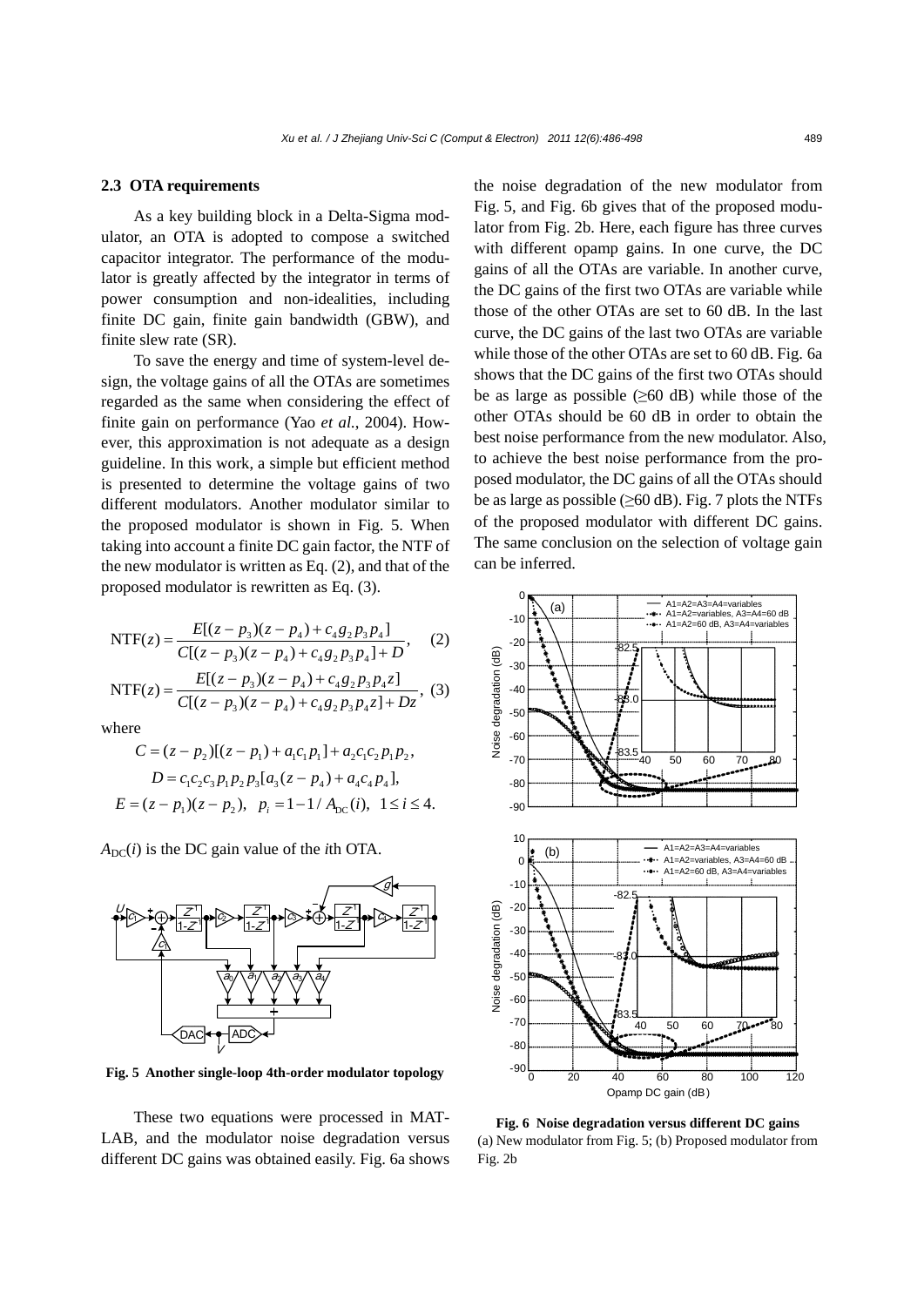### 2.3 OTA requirements

As a key building block in a Delta-Sigma modulator, an OTA is adopted to compose a switched capacitor integrator. The performance of the modulator is greatly affected by the integrator in terms of power consumption and non-idealities, including finite DC gain, finite gain bandwidth (GBW), and finite slew rate (SR).

To save the energy and time of system-level design, the voltage gains of all the OTAs are sometimes regarded as the same when considering the effect of finite gain on performance (Yao *et al.*, 2004). However, this approximation is not adequate as a design guideline. In this work, a simple but efficient method is presented to determine the voltage gains of two different modulators. Another modulator similar to the proposed modulator is shown in Fig. 5. When taking into account a finite DC gain factor, the NTF of the new modulator is written as Eq. (2), and that of the proposed modulator is rewritten as Eq. (3).

$$\mathrm{NTF}(z)=\frac{E[(z-p_3)(z-p_4)+c_4g_2p_3p_4]}{C[(z-p_3)(z-p_4)+c_4g_2p_3p_4]+D},\quad (2)$$

$$\mathrm{NTF}(z)=\frac{E[(z-p_3)(z-p_4)+c_4g_2p_3p_4z]}{C[(z-p_3)(z-p_4)+c_4g_2p_3p_4z]+Dz},\ (3)$$

where

$$C=(z-p_2)[(z-p_1)+a_1c_1p_1]+a_2c_1c_2p_1p_2,$$

$$D=c_1c_2c_3p_1p_2p_3[a_3(z-p_4)+a_4c_4p_4],$$

$$E=(z-p_1)(z-p_2),\quad p_i=1-1/A_{\mathrm{DC}}(i),\ \ 1\le i\le 4.$$

$A_{\mathrm{DC}}(i)$ is the DC gain value of the $i$th OTA.

**Fig. 5 Another single-loop 4th-order modulator topology**

These two equations were processed in MATLAB, and the modulator noise degradation versus different DC gains was obtained easily. Fig. 6a shows the noise degradation of the new modulator from Fig. 5, and Fig. 6b gives that of the proposed modulator from Fig. 2b. Here, each figure has three curves with different opamp gains. In one curve, the DC gains of all the OTAs are variable. In another curve, the DC gains of the first two OTAs are variable while those of the other OTAs are set to 60 dB. In the last curve, the DC gains of the last two OTAs are variable while those of the other OTAs are set to 60 dB. Fig. 6a shows that the DC gains of the first two OTAs should be as large as possible (≥60 dB) while those of the other OTAs should be 60 dB in order to obtain the best noise performance from the new modulator. Also, to achieve the best noise performance from the proposed modulator, the DC gains of all the OTAs should be as large as possible (≥60 dB). Fig. 7 plots the NTFs of the proposed modulator with different DC gains. The same conclusion on the selection of voltage gain can be inferred.

**Fig. 6 Noise degradation versus different DC gains**
(a) New modulator from Fig. 5; (b) Proposed modulator from Fig. 2b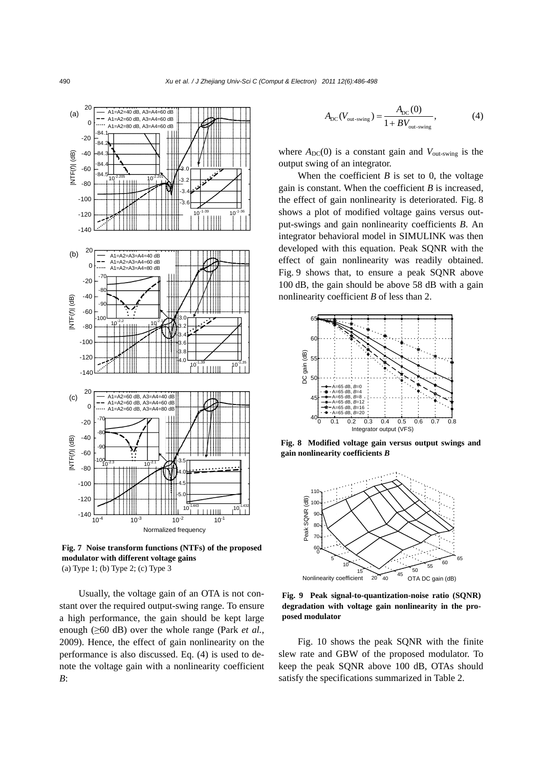**Fig. 7 Noise transform functions (NTFs) of the proposed modulator with different voltage gains**
(a) Type 1; (b) Type 2; (c) Type 3

Usually, the voltage gain of an OTA is not constant over the required output-swing range. To ensure a high performance, the gain should be kept large enough (≥60 dB) over the whole range (Park *et al.*, 2009). Hence, the effect of gain nonlinearity on the performance is also discussed. Eq. (4) is used to denote the voltage gain with a nonlinearity coefficient *B*:

$$A_{\mathrm{DC}}(V_{\text{out-swing}}) = \frac{A_{\mathrm{DC}}(0)}{1 + BV_{\text{out-swing}}}, \tag{4}$$

where $A_{\mathrm{DC}}(0)$ is a constant gain and $V_{\text{out-swing}}$ is the output swing of an integrator.

When the coefficient *B* is set to 0, the voltage gain is constant. When the coefficient *B* is increased, the effect of gain nonlinearity is deteriorated. Fig. 8 shows a plot of modified voltage gains versus output-swings and gain nonlinearity coefficients *B*. An integrator behavioral model in SIMULINK was then developed with this equation. Peak SQNR with the effect of gain nonlinearity was readily obtained. Fig. 9 shows that, to ensure a peak SQNR above 100 dB, the gain should be above 58 dB with a gain nonlinearity coefficient *B* of less than 2.

**Fig. 8 Modified voltage gain versus output swings and gain nonlinearity coefficients *B***

**Fig. 9 Peak signal-to-quantization-noise ratio (SQNR) degradation with voltage gain nonlinearity in the proposed modulator**

Fig. 10 shows the peak SQNR with the finite slew rate and GBW of the proposed modulator. To keep the peak SQNR above 100 dB, OTAs should satisfy the specifications summarized in Table 2.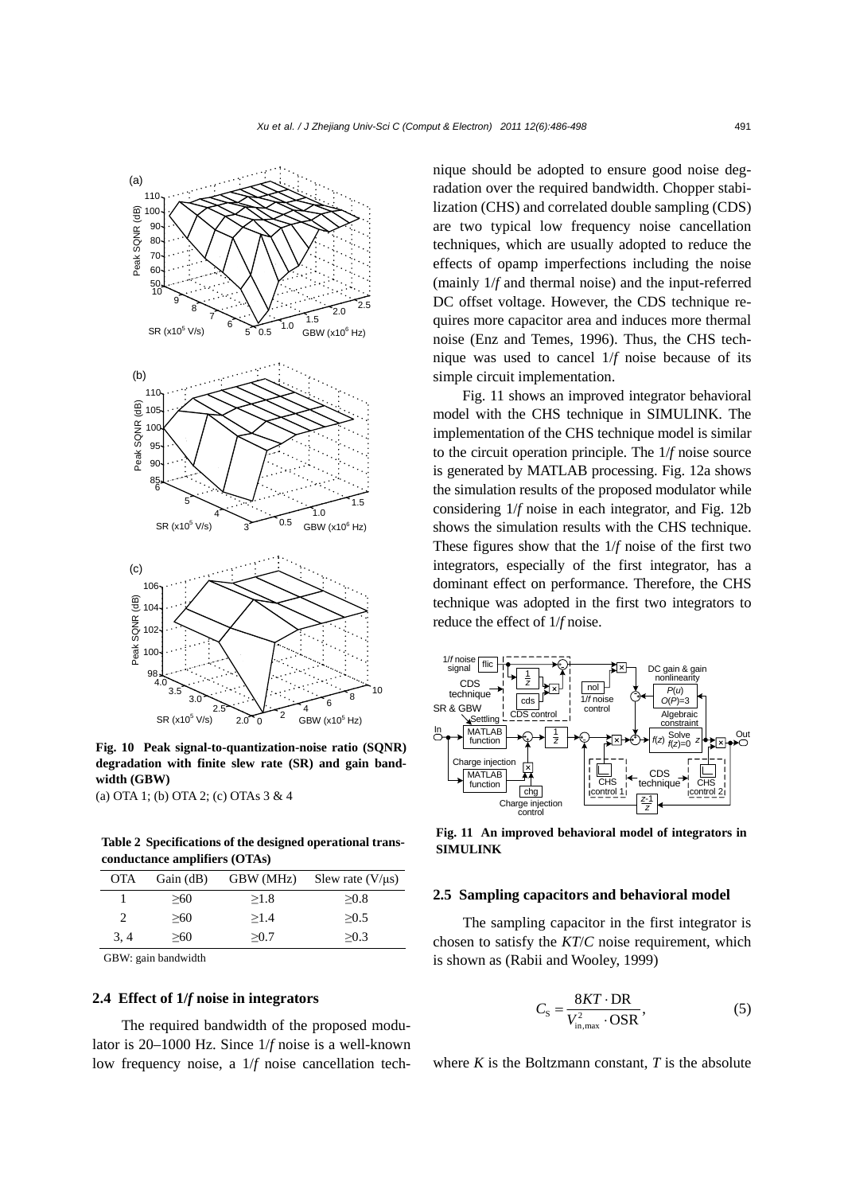Fig. 10 Peak signal-to-quantization-noise ratio (SQNR) degradation with finite slew rate (SR) and gain bandwidth (GBW)

(a) OTA 1; (b) OTA 2; (c) OTAs 3 & 4

**Table 2 Specifications of the designed operational transconductance amplifiers (OTAs)**

| OTA | Gain (dB) | GBW (MHz) | Slew rate (V/μs) |
|---|---|---|---|
| 1 | ≥60 | ≥1.8 | ≥0.8 |
| 2 | ≥60 | ≥1.4 | ≥0.5 |
| 3, 4 | ≥60 | ≥0.7 | ≥0.3 |

GBW: gain bandwidth

### 2.4 Effect of 1/*f* noise in integrators

The required bandwidth of the proposed modulator is 20–1000 Hz. Since 1/*f* noise is a well-known low frequency noise, a 1/*f* noise cancellation technique should be adopted to ensure good noise degradation over the required bandwidth. Chopper stabilization (CHS) and correlated double sampling (CDS) are two typical low frequency noise cancellation techniques, which are usually adopted to reduce the effects of opamp imperfections including the noise (mainly 1/*f* and thermal noise) and the input-referred DC offset voltage. However, the CDS technique requires more capacitor area and induces more thermal noise (Enz and Temes, 1996). Thus, the CHS technique was used to cancel 1/*f* noise because of its simple circuit implementation.

Fig. 11 shows an improved integrator behavioral model with the CHS technique in SIMULINK. The implementation of the CHS technique model is similar to the circuit operation principle. The 1/*f* noise source is generated by MATLAB processing. Fig. 12a shows the simulation results of the proposed modulator while considering 1/*f* noise in each integrator, and Fig. 12b shows the simulation results with the CHS technique. These figures show that the 1/*f* noise of the first two integrators, especially of the first integrator, has a dominant effect on performance. Therefore, the CHS technique was adopted in the first two integrators to reduce the effect of 1/*f* noise.

Fig. 11 An improved behavioral model of integrators in SIMULINK

### 2.5 Sampling capacitors and behavioral model

The sampling capacitor in the first integrator is chosen to satisfy the *KT*/*C* noise requirement, which is shown as (Rabii and Wooley, 1999)

$$C_{\mathrm{S}} = \frac{8KT \cdot \mathrm{DR}}{V_{\mathrm{in,max}}^2 \cdot \mathrm{OSR}}, \tag{5}$$

where *K* is the Boltzmann constant, *T* is the absolute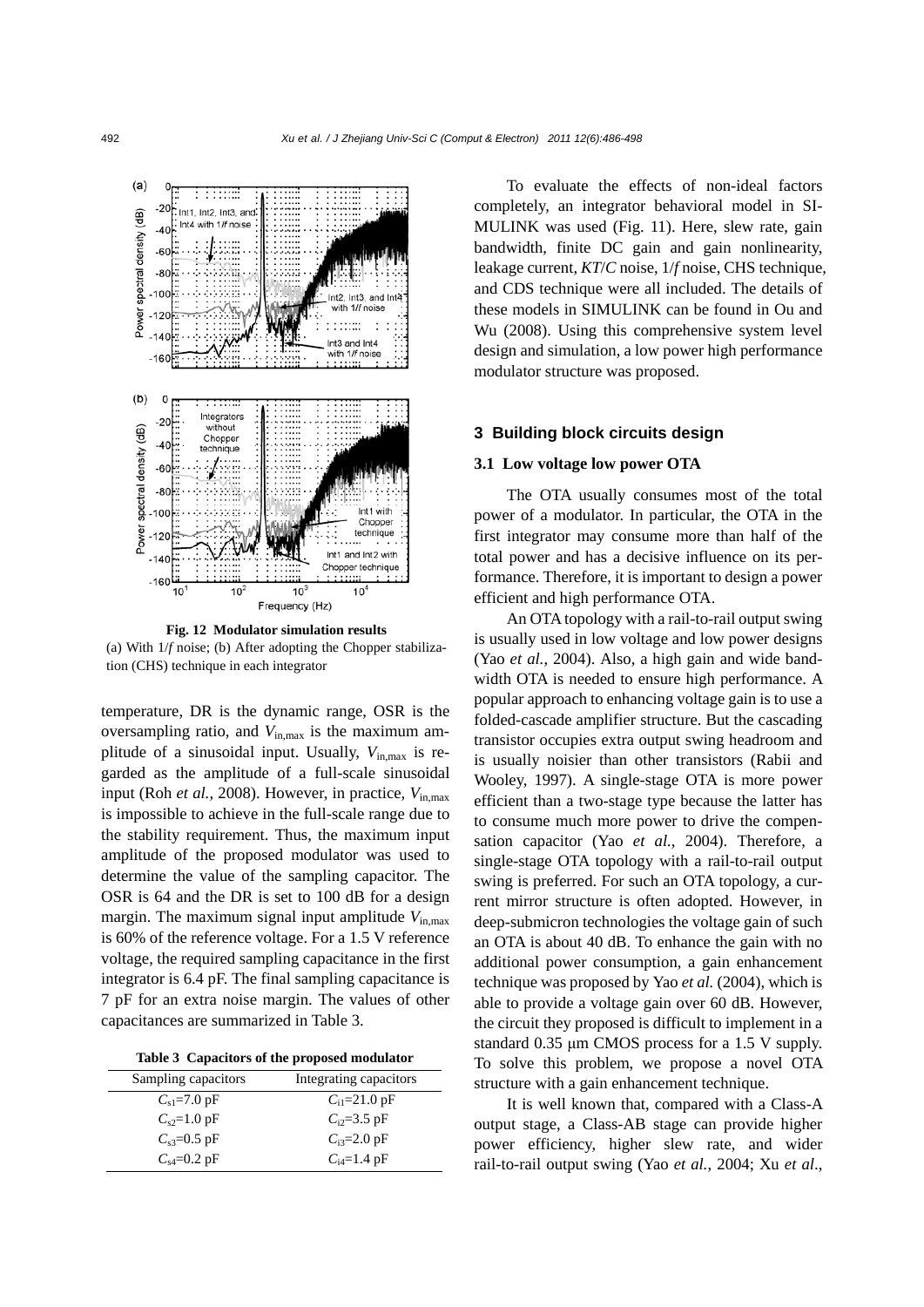Fig. 12 Modulator simulation results

(a) With 1/*f* noise; (b) After adopting the Chopper stabilization (CHS) technique in each integrator

temperature, DR is the dynamic range, OSR is the oversampling ratio, and $V_{in,max}$ is the maximum amplitude of a sinusoidal input. Usually, $V_{in,max}$ is regarded as the amplitude of a full-scale sinusoidal input (Roh *et al.*, 2008). However, in practice, $V_{in,max}$ is impossible to achieve in the full-scale range due to the stability requirement. Thus, the maximum input amplitude of the proposed modulator was used to determine the value of the sampling capacitor. The OSR is 64 and the DR is set to 100 dB for a design margin. The maximum signal input amplitude $V_{in,max}$ is 60% of the reference voltage. For a 1.5 V reference voltage, the required sampling capacitance in the first integrator is 6.4 pF. The final sampling capacitance is 7 pF for an extra noise margin. The values of other capacitances are summarized in Table 3.

**Table 3 Capacitors of the proposed modulator**

| Sampling capacitors | Integrating capacitors |
|---|---|
| $C_{s1}$=7.0 pF | $C_{i1}$=21.0 pF |
| $C_{s2}$=1.0 pF | $C_{i2}$=3.5 pF |
| $C_{s3}$=0.5 pF | $C_{i3}$=2.0 pF |
| $C_{s4}$=0.2 pF | $C_{i4}$=1.4 pF |

To evaluate the effects of non-ideal factors completely, an integrator behavioral model in SIMULINK was used (Fig. 11). Here, slew rate, gain bandwidth, finite DC gain and gain nonlinearity, leakage current, *KT*/*C* noise, 1/*f* noise, CHS technique, and CDS technique were all included. The details of these models in SIMULINK can be found in Ou and Wu (2008). Using this comprehensive system level design and simulation, a low power high performance modulator structure was proposed.

## 3 Building block circuits design

### 3.1 Low voltage low power OTA

The OTA usually consumes most of the total power of a modulator. In particular, the OTA in the first integrator may consume more than half of the total power and has a decisive influence on its performance. Therefore, it is important to design a power efficient and high performance OTA.

An OTA topology with a rail-to-rail output swing is usually used in low voltage and low power designs (Yao *et al.*, 2004). Also, a high gain and wide bandwidth OTA is needed to ensure high performance. A popular approach to enhancing voltage gain is to use a folded-cascade amplifier structure. But the cascading transistor occupies extra output swing headroom and is usually noisier than other transistors (Rabii and Wooley, 1997). A single-stage OTA is more power efficient than a two-stage type because the latter has to consume much more power to drive the compensation capacitor (Yao *et al.*, 2004). Therefore, a single-stage OTA topology with a rail-to-rail output swing is preferred. For such an OTA topology, a current mirror structure is often adopted. However, in deep-submicron technologies the voltage gain of such an OTA is about 40 dB. To enhance the gain with no additional power consumption, a gain enhancement technique was proposed by Yao *et al.* (2004), which is able to provide a voltage gain over 60 dB. However, the circuit they proposed is difficult to implement in a standard 0.35 μm CMOS process for a 1.5 V supply. To solve this problem, we propose a novel OTA structure with a gain enhancement technique.

It is well known that, compared with a Class-A output stage, a Class-AB stage can provide higher power efficiency, higher slew rate, and wider rail-to-rail output swing (Yao *et al.*, 2004; Xu *et al.*,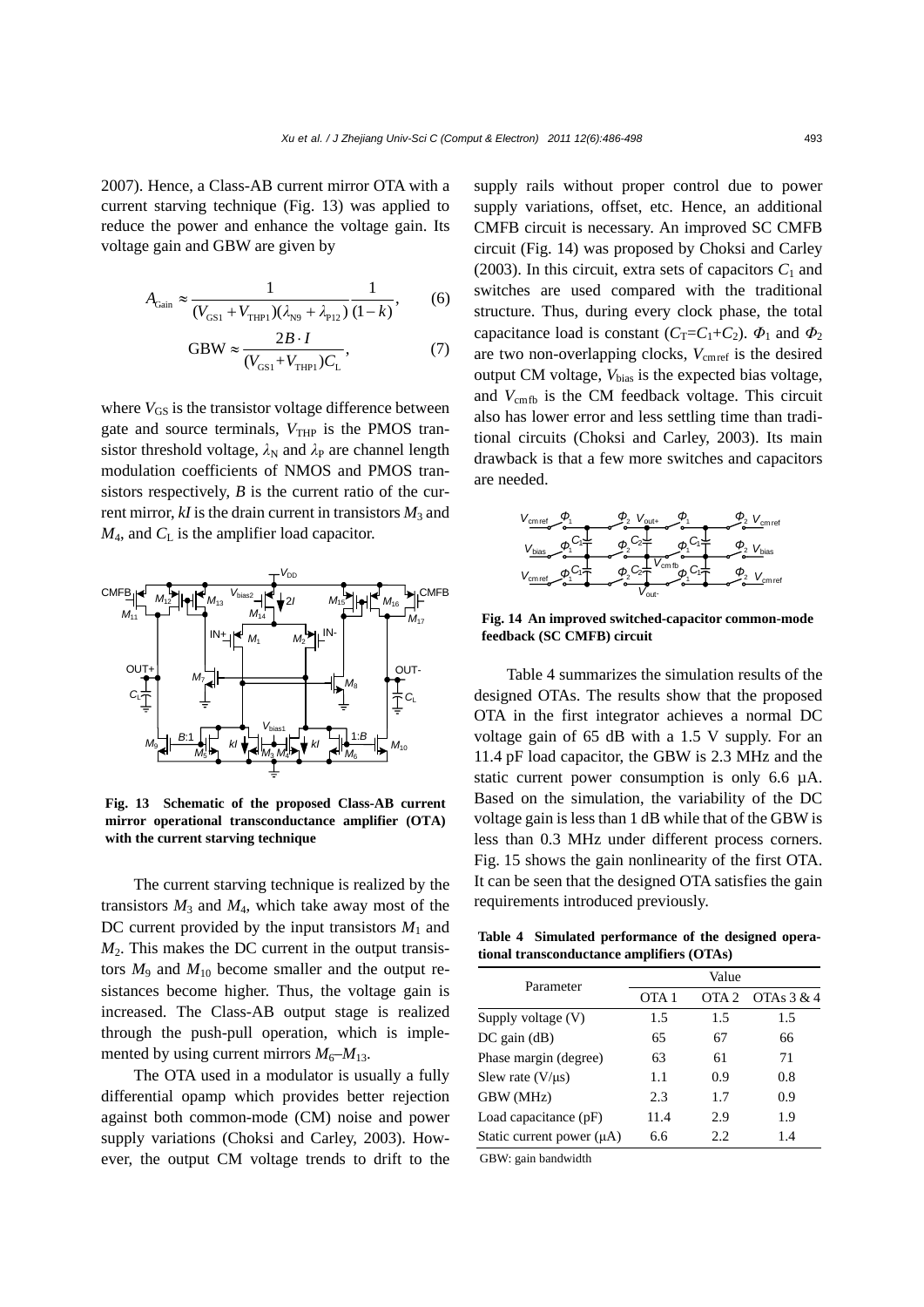2007). Hence, a Class-AB current mirror OTA with a current starving technique (Fig. 13) was applied to reduce the power and enhance the voltage gain. Its voltage gain and GBW are given by

$$A_{\text{Gain}} \approx \frac{1}{(V_{\text{GS1}} + V_{\text{THP1}})(\lambda_{\text{N9}} + \lambda_{\text{P12}})} \frac{1}{(1-k)}, \quad (6)$$

$$\text{GBW} \approx \frac{2B \cdot I}{(V_{\text{GS1}} + V_{\text{THP1}})C_{\text{L}}}, \quad (7)$$

where $V_{\text{GS}}$ is the transistor voltage difference between gate and source terminals, $V_{\text{THP}}$ is the PMOS transistor threshold voltage, $\lambda_{\text{N}}$ and $\lambda_{\text{P}}$ are channel length modulation coefficients of NMOS and PMOS transistors respectively, $B$ is the current ratio of the current mirror, $kI$ is the drain current in transistors $M_3$ and $M_4$, and $C_{\text{L}}$ is the amplifier load capacitor.

**Fig. 13 Schematic of the proposed Class-AB current mirror operational transconductance amplifier (OTA) with the current starving technique**

The current starving technique is realized by the transistors $M_3$ and $M_4$, which take away most of the DC current provided by the input transistors $M_1$ and $M_2$. This makes the DC current in the output transistors $M_9$ and $M_{10}$ become smaller and the output resistances become higher. Thus, the voltage gain is increased. The Class-AB output stage is realized through the push-pull operation, which is implemented by using current mirrors $M_6$–$M_{13}$.

The OTA used in a modulator is usually a fully differential opamp which provides better rejection against both common-mode (CM) noise and power supply variations (Choksi and Carley, 2003). However, the output CM voltage trends to drift to the supply rails without proper control due to power supply variations, offset, etc. Hence, an additional CMFB circuit is necessary. An improved SC CMFB circuit (Fig. 14) was proposed by Choksi and Carley (2003). In this circuit, extra sets of capacitors $C_1$ and switches are used compared with the traditional structure. Thus, during every clock phase, the total capacitance load is constant ($C_{\text{T}}=C_1+C_2$). $\Phi_1$ and $\Phi_2$ are two non-overlapping clocks, $V_{\text{cmref}}$ is the desired output CM voltage, $V_{\text{bias}}$ is the expected bias voltage, and $V_{\text{cmfb}}$ is the CM feedback voltage. This circuit also has lower error and less settling time than traditional circuits (Choksi and Carley, 2003). Its main drawback is that a few more switches and capacitors are needed.

**Fig. 14 An improved switched-capacitor common-mode feedback (SC CMFB) circuit**

Table 4 summarizes the simulation results of the designed OTAs. The results show that the proposed OTA in the first integrator achieves a normal DC voltage gain of 65 dB with a 1.5 V supply. For an 11.4 pF load capacitor, the GBW is 2.3 MHz and the static current power consumption is only 6.6 μA. Based on the simulation, the variability of the DC voltage gain is less than 1 dB while that of the GBW is less than 0.3 MHz under different process corners. Fig. 15 shows the gain nonlinearity of the first OTA. It can be seen that the designed OTA satisfies the gain requirements introduced previously.

**Table 4 Simulated performance of the designed operational transconductance amplifiers (OTAs)**

| Parameter | Value | | |
|---|---|---|---|
| | OTA 1 | OTA 2 | OTAs 3 & 4 |
| Supply voltage (V) | 1.5 | 1.5 | 1.5 |
| DC gain (dB) | 65 | 67 | 66 |
| Phase margin (degree) | 63 | 61 | 71 |
| Slew rate (V/μs) | 1.1 | 0.9 | 0.8 |
| GBW (MHz) | 2.3 | 1.7 | 0.9 |
| Load capacitance (pF) | 11.4 | 2.9 | 1.9 |
| Static current power (μA) | 6.6 | 2.2 | 1.4 |

GBW: gain bandwidth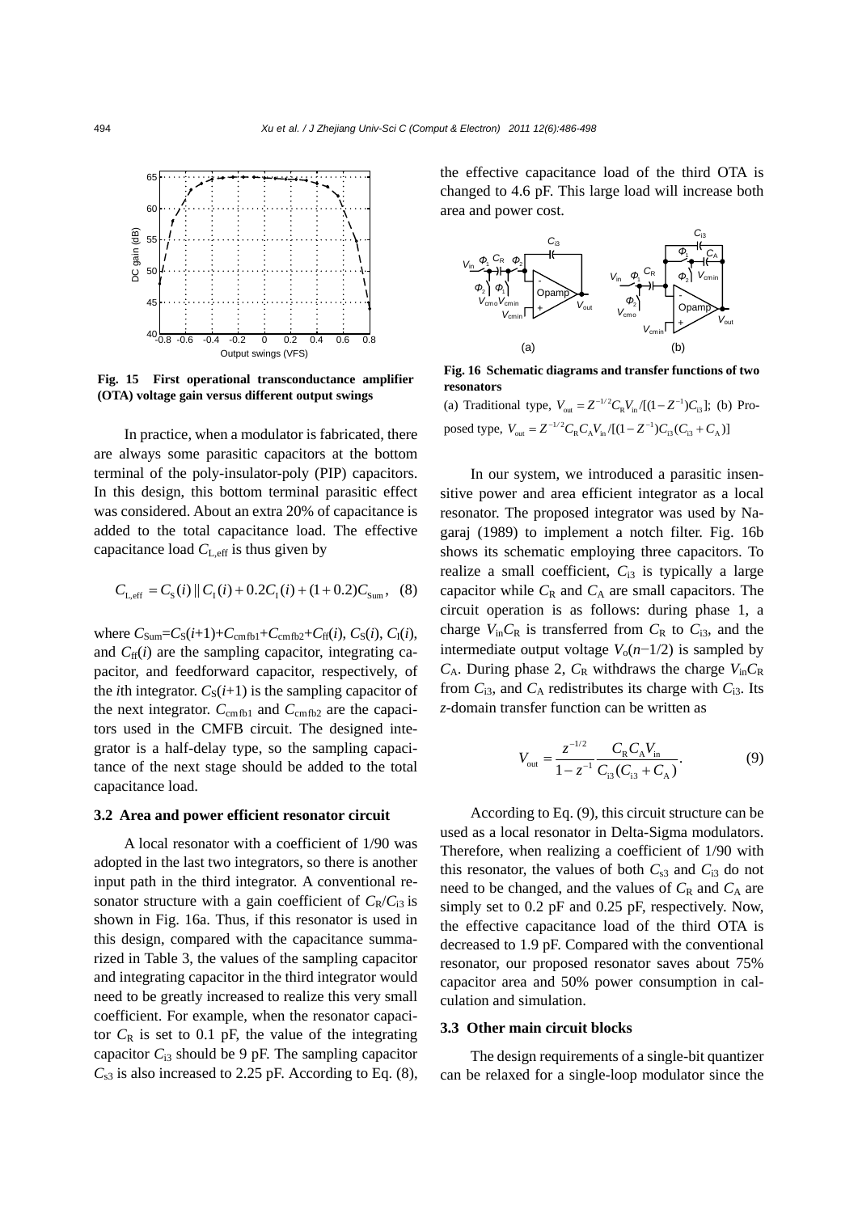Fig. 15 First operational transconductance amplifier (OTA) voltage gain versus different output swings

In practice, when a modulator is fabricated, there are always some parasitic capacitors at the bottom terminal of the poly-insulator-poly (PIP) capacitors. In this design, this bottom terminal parasitic effect was considered. About an extra 20% of capacitance is added to the total capacitance load. The effective capacitance load $C_{\mathrm{L,eff}}$ is thus given by

$$C_{\mathrm{L,eff}} = C_{\mathrm{S}}(i) \,||\, C_{\mathrm{I}}(i) + 0.2C_{\mathrm{I}}(i) + (1+0.2)C_{\mathrm{Sum}}, \quad (8)$$

where $C_{\mathrm{Sum}}=C_{\mathrm{S}}(i+1)+C_{\mathrm{cmfb1}}+C_{\mathrm{cmfb2}}+C_{\mathrm{ff}}(i)$, $C_{\mathrm{S}}(i)$, $C_{\mathrm{I}}(i)$, and $C_{\mathrm{ff}}(i)$ are the sampling capacitor, integrating capacitor, and feedforward capacitor, respectively, of the $i$th integrator. $C_{\mathrm{S}}(i+1)$ is the sampling capacitor of the next integrator. $C_{\mathrm{cmfb1}}$ and $C_{\mathrm{cmfb2}}$ are the capacitors used in the CMFB circuit. The designed integrator is a half-delay type, so the sampling capacitance of the next stage should be added to the total capacitance load.

### 3.2 Area and power efficient resonator circuit

A local resonator with a coefficient of 1/90 was adopted in the last two integrators, so there is another input path in the third integrator. A conventional resonator structure with a gain coefficient of $C_{\mathrm{R}}/C_{\mathrm{i3}}$ is shown in Fig. 16a. Thus, if this resonator is used in this design, compared with the capacitance summarized in Table 3, the values of the sampling capacitor and integrating capacitor in the third integrator would need to be greatly increased to realize this very small coefficient. For example, when the resonator capacitor $C_{\mathrm{R}}$ is set to 0.1 pF, the value of the integrating capacitor $C_{\mathrm{i3}}$ should be 9 pF. The sampling capacitor $C_{\mathrm{s3}}$ is also increased to 2.25 pF. According to Eq. (8), the effective capacitance load of the third OTA is changed to 4.6 pF. This large load will increase both area and power cost.

Fig. 16 Schematic diagrams and transfer functions of two resonators

(a) Traditional type, $V_{\mathrm{out}} = Z^{-1/2}C_{\mathrm{R}}V_{\mathrm{in}}/[(1-Z^{-1})C_{\mathrm{i3}}]$; (b) Proposed type, $V_{\mathrm{out}} = Z^{-1/2}C_{\mathrm{R}}C_{\mathrm{A}}V_{\mathrm{in}}/[(1-Z^{-1})C_{\mathrm{i3}}(C_{\mathrm{i3}}+C_{\mathrm{A}})]$

In our system, we introduced a parasitic insensitive power and area efficient integrator as a local resonator. The proposed integrator was used by Nagaraj (1989) to implement a notch filter. Fig. 16b shows its schematic employing three capacitors. To realize a small coefficient, $C_{\mathrm{i3}}$ is typically a large capacitor while $C_{\mathrm{R}}$ and $C_{\mathrm{A}}$ are small capacitors. The circuit operation is as follows: during phase 1, a charge $V_{\mathrm{in}}C_{\mathrm{R}}$ is transferred from $C_{\mathrm{R}}$ to $C_{\mathrm{i3}}$, and the intermediate output voltage $V_{\mathrm{o}}(n-1/2)$ is sampled by $C_{\mathrm{A}}$. During phase 2, $C_{\mathrm{R}}$ withdraws the charge $V_{\mathrm{in}}C_{\mathrm{R}}$ from $C_{\mathrm{i3}}$, and $C_{\mathrm{A}}$ redistributes its charge with $C_{\mathrm{i3}}$. Its $z$-domain transfer function can be written as

$$V_{\mathrm{out}} = \frac{z^{-1/2}}{1-z^{-1}} \frac{C_{\mathrm{R}}C_{\mathrm{A}}V_{\mathrm{in}}}{C_{\mathrm{i3}}(C_{\mathrm{i3}}+C_{\mathrm{A}})}. \quad (9)$$

According to Eq. (9), this circuit structure can be used as a local resonator in Delta-Sigma modulators. Therefore, when realizing a coefficient of 1/90 with this resonator, the values of both $C_{\mathrm{s3}}$ and $C_{\mathrm{i3}}$ do not need to be changed, and the values of $C_{\mathrm{R}}$ and $C_{\mathrm{A}}$ are simply set to 0.2 pF and 0.25 pF, respectively. Now, the effective capacitance load of the third OTA is decreased to 1.9 pF. Compared with the conventional resonator, our proposed resonator saves about 75% capacitor area and 50% power consumption in calculation and simulation.

### 3.3 Other main circuit blocks

The design requirements of a single-bit quantizer can be relaxed for a single-loop modulator since the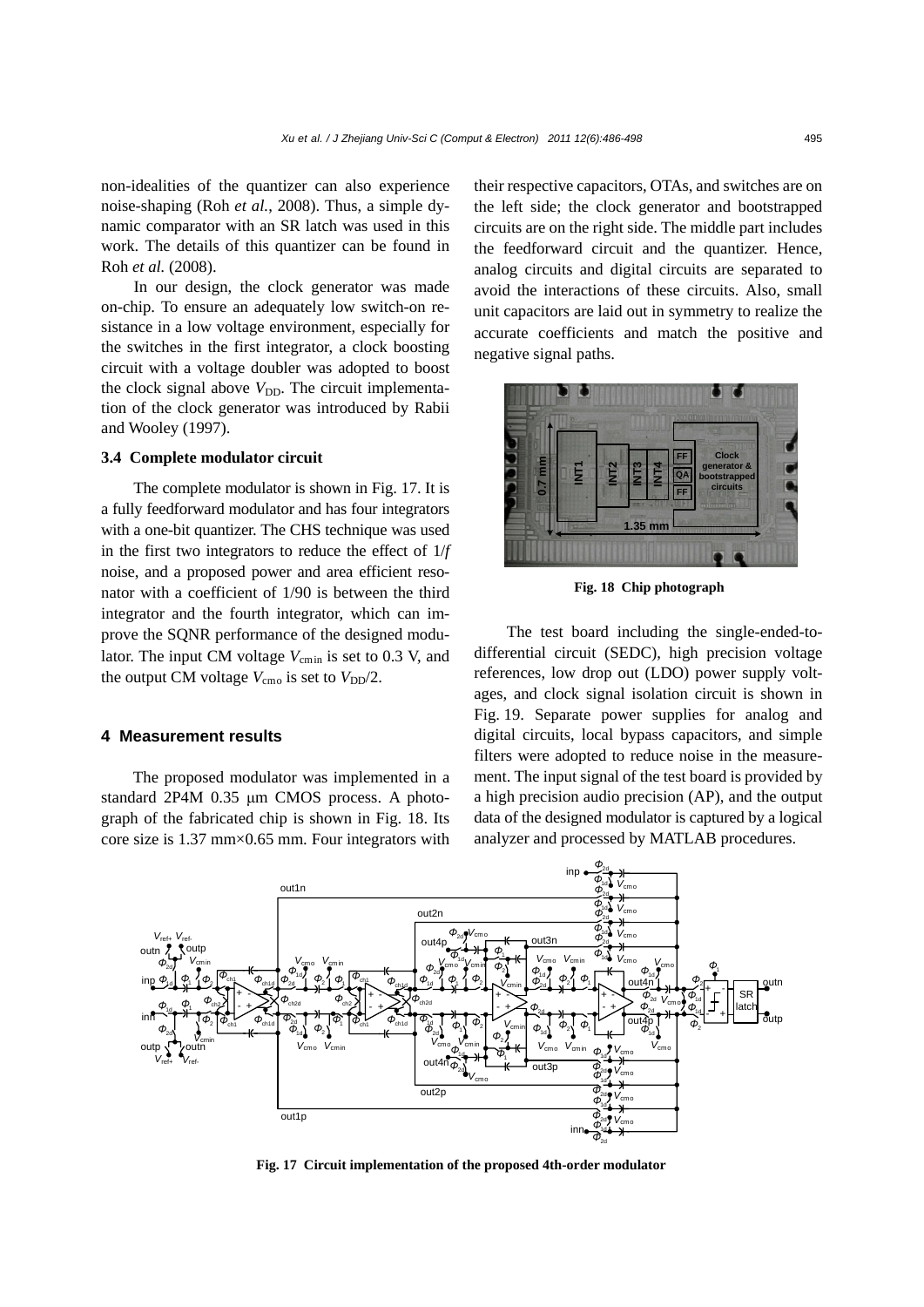non-idealities of the quantizer can also experience noise-shaping (Roh *et al.*, 2008). Thus, a simple dynamic comparator with an SR latch was used in this work. The details of this quantizer can be found in Roh *et al.* (2008).

In our design, the clock generator was made on-chip. To ensure an adequately low switch-on resistance in a low voltage environment, especially for the switches in the first integrator, a clock boosting circuit with a voltage doubler was adopted to boost the clock signal above $V_{DD}$. The circuit implementation of the clock generator was introduced by Rabii and Wooley (1997).

### 3.4 Complete modulator circuit

The complete modulator is shown in Fig. 17. It is a fully feedforward modulator and has four integrators with a one-bit quantizer. The CHS technique was used in the first two integrators to reduce the effect of 1/*f* noise, and a proposed power and area efficient resonator with a coefficient of 1/90 is between the third integrator and the fourth integrator, which can improve the SQNR performance of the designed modulator. The input CM voltage $V_{cmin}$ is set to 0.3 V, and the output CM voltage $V_{cmo}$ is set to $V_{DD}/2$.

## 4 Measurement results

The proposed modulator was implemented in a standard 2P4M 0.35 μm CMOS process. A photograph of the fabricated chip is shown in Fig. 18. Its core size is 1.37 mm×0.65 mm. Four integrators with their respective capacitors, OTAs, and switches are on the left side; the clock generator and bootstrapped circuits are on the right side. The middle part includes the feedforward circuit and the quantizer. Hence, analog circuits and digital circuits are separated to avoid the interactions of these circuits. Also, small unit capacitors are laid out in symmetry to realize the accurate coefficients and match the positive and negative signal paths.

**Fig. 18 Chip photograph**

The test board including the single-ended-to-differential circuit (SEDC), high precision voltage references, low drop out (LDO) power supply voltages, and clock signal isolation circuit is shown in Fig. 19. Separate power supplies for analog and digital circuits, local bypass capacitors, and simple filters were adopted to reduce noise in the measurement. The input signal of the test board is provided by a high precision audio precision (AP), and the output data of the designed modulator is captured by a logical analyzer and processed by MATLAB procedures.

**Fig. 17 Circuit implementation of the proposed 4th-order modulator**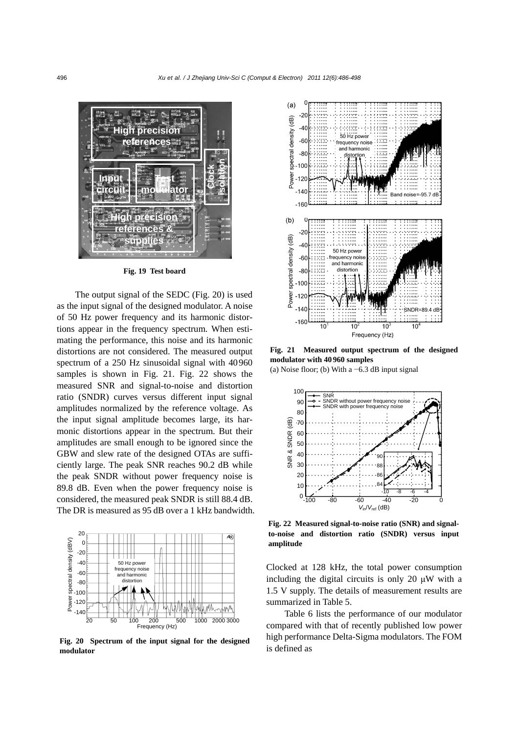Fig. 19 Test board

The output signal of the SEDC (Fig. 20) is used as the input signal of the designed modulator. A noise of 50 Hz power frequency and its harmonic distortions appear in the frequency spectrum. When estimating the performance, this noise and its harmonic distortions are not considered. The measured output spectrum of a 250 Hz sinusoidal signal with 40960 samples is shown in Fig. 21. Fig. 22 shows the measured SNR and signal-to-noise and distortion ratio (SNDR) curves versus different input signal amplitudes normalized by the reference voltage. As the input signal amplitude becomes large, its harmonic distortions appear in the spectrum. But their amplitudes are small enough to be ignored since the GBW and slew rate of the designed OTAs are sufficiently large. The peak SNR reaches 90.2 dB while the peak SNDR without power frequency noise is 89.8 dB. Even when the power frequency noise is considered, the measured peak SNDR is still 88.4 dB. The DR is measured as 95 dB over a 1 kHz bandwidth.

Fig. 20 Spectrum of the input signal for the designed modulator

Fig. 21 Measured output spectrum of the designed modulator with 40960 samples
(a) Noise floor; (b) With a −6.3 dB input signal

Fig. 22 Measured signal-to-noise ratio (SNR) and signal-to-noise and distortion ratio (SNDR) versus input amplitude

Clocked at 128 kHz, the total power consumption including the digital circuits is only 20 μW with a 1.5 V supply. The details of measurement results are summarized in Table 5.

Table 6 lists the performance of our modulator compared with that of recently published low power high performance Delta-Sigma modulators. The FOM is defined as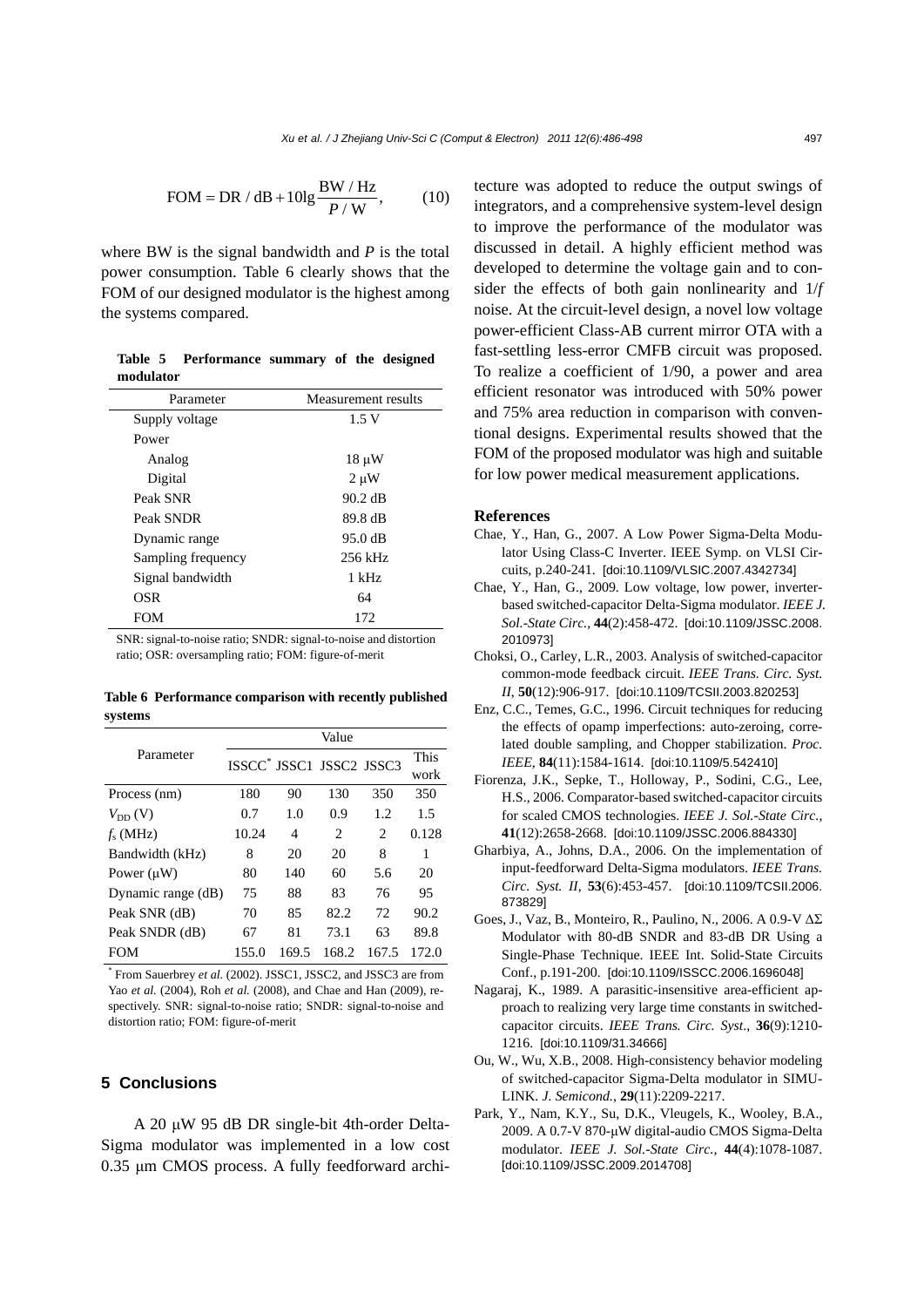$$\text{FOM} = \text{DR / dB} + 10\lg\frac{\text{BW / Hz}}{P\text{ / W}}, \qquad (10)$$

where BW is the signal bandwidth and $P$ is the total power consumption. Table 6 clearly shows that the FOM of our designed modulator is the highest among the systems compared.

**Table 5 Performance summary of the designed modulator**

| Parameter | Measurement results |
|---|---|
| Supply voltage | 1.5 V |
| Power | |
| Analog | 18 μW |
| Digital | 2 μW |
| Peak SNR | 90.2 dB |
| Peak SNDR | 89.8 dB |
| Dynamic range | 95.0 dB |
| Sampling frequency | 256 kHz |
| Signal bandwidth | 1 kHz |
| OSR | 64 |
| FOM | 172 |

SNR: signal-to-noise ratio; SNDR: signal-to-noise and distortion ratio; OSR: oversampling ratio; FOM: figure-of-merit

**Table 6 Performance comparison with recently published systems**

| Parameter | Value | | | | |
|---|---|---|---|---|---|
| | ISSCC* | JSSC1 | JSSC2 | JSSC3 | This work |
| Process (nm) | 180 | 90 | 130 | 350 | 350 |
| $V_{DD}$ (V) | 0.7 | 1.0 | 0.9 | 1.2 | 1.5 |
| $f_s$ (MHz) | 10.24 | 4 | 2 | 2 | 0.128 |
| Bandwidth (kHz) | 8 | 20 | 20 | 8 | 1 |
| Power (μW) | 80 | 140 | 60 | 5.6 | 20 |
| Dynamic range (dB) | 75 | 88 | 83 | 76 | 95 |
| Peak SNR (dB) | 70 | 85 | 82.2 | 72 | 90.2 |
| Peak SNDR (dB) | 67 | 81 | 73.1 | 63 | 89.8 |
| FOM | 155.0 | 169.5 | 168.2 | 167.5 | 172.0 |

* From Sauerbrey *et al.* (2002). JSSC1, JSSC2, and JSSC3 are from Yao *et al.* (2004), Roh *et al.* (2008), and Chae and Han (2009), respectively. SNR: signal-to-noise ratio; SNDR: signal-to-noise and distortion ratio; FOM: figure-of-merit

## 5 Conclusions

A 20 μW 95 dB DR single-bit 4th-order Delta-Sigma modulator was implemented in a low cost 0.35 μm CMOS process. A fully feedforward architecture was adopted to reduce the output swings of integrators, and a comprehensive system-level design to improve the performance of the modulator was discussed in detail. A highly efficient method was developed to determine the voltage gain and to consider the effects of both gain nonlinearity and 1/*f* noise. At the circuit-level design, a novel low voltage power-efficient Class-AB current mirror OTA with a fast-settling less-error CMFB circuit was proposed. To realize a coefficient of 1/90, a power and area efficient resonator was introduced with 50% power and 75% area reduction in comparison with conventional designs. Experimental results showed that the FOM of the proposed modulator was high and suitable for low power medical measurement applications.

## References

Chae, Y., Han, G., 2007. A Low Power Sigma-Delta Modulator Using Class-C Inverter. IEEE Symp. on VLSI Circuits, p.240-241. [doi:10.1109/VLSIC.2007.4342734]

Chae, Y., Han, G., 2009. Low voltage, low power, inverter-based switched-capacitor Delta-Sigma modulator. *IEEE J. Sol.-State Circ.*, **44**(2):458-472. [doi:10.1109/JSSC.2008.2010973]

Choksi, O., Carley, L.R., 2003. Analysis of switched-capacitor common-mode feedback circuit. *IEEE Trans. Circ. Syst. II*, **50**(12):906-917. [doi:10.1109/TCSII.2003.820253]

Enz, C.C., Temes, G.C., 1996. Circuit techniques for reducing the effects of opamp imperfections: auto-zeroing, correlated double sampling, and Chopper stabilization. *Proc. IEEE*, **84**(11):1584-1614. [doi:10.1109/5.542410]

Fiorenza, J.K., Sepke, T., Holloway, P., Sodini, C.G., Lee, H.S., 2006. Comparator-based switched-capacitor circuits for scaled CMOS technologies. *IEEE J. Sol.-State Circ.*, **41**(12):2658-2668. [doi:10.1109/JSSC.2006.884330]

Gharbiya, A., Johns, D.A., 2006. On the implementation of input-feedforward Delta-Sigma modulators. *IEEE Trans. Circ. Syst. II*, **53**(6):453-457. [doi:10.1109/TCSII.2006.873829]

Goes, J., Vaz, B., Monteiro, R., Paulino, N., 2006. A 0.9-V ΔΣ Modulator with 80-dB SNDR and 83-dB DR Using a Single-Phase Technique. IEEE Int. Solid-State Circuits Conf., p.191-200. [doi:10.1109/ISSCC.2006.1696048]

Nagaraj, K., 1989. A parasitic-insensitive area-efficient approach to realizing very large time constants in switched-capacitor circuits. *IEEE Trans. Circ. Syst*., **36**(9):1210-1216. [doi:10.1109/31.34666]

Ou, W., Wu, X.B., 2008. High-consistency behavior modeling of switched-capacitor Sigma-Delta modulator in SIMULINK. *J. Semicond.*, **29**(11):2209-2217.

Park, Y., Nam, K.Y., Su, D.K., Vleugels, K., Wooley, B.A., 2009. A 0.7-V 870-μW digital-audio CMOS Sigma-Delta modulator. *IEEE J. Sol.-State Circ.*, **44**(4):1078-1087. [doi:10.1109/JSSC.2009.2014708]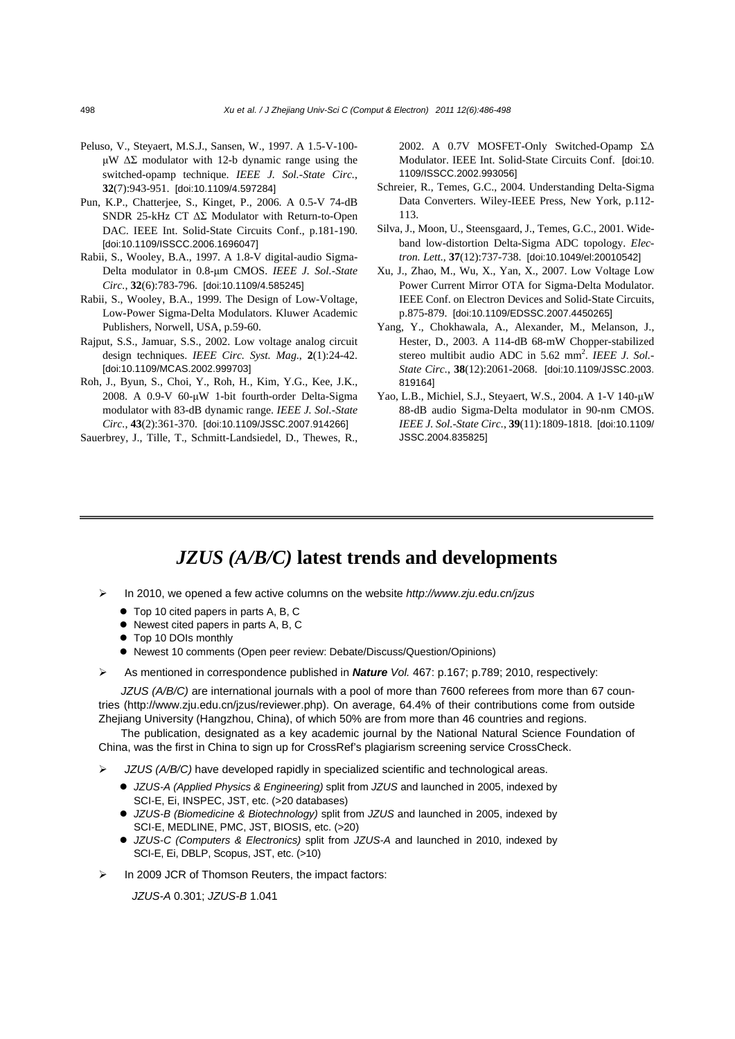Peluso, V., Steyaert, M.S.J., Sansen, W., 1997. A 1.5-V-100-μW ΔΣ modulator with 12-b dynamic range using the switched-opamp technique. *IEEE J. Sol.-State Circ.*, **32**(7):943-951. [doi:10.1109/4.597284]

Pun, K.P., Chatterjee, S., Kinget, P., 2006. A 0.5-V 74-dB SNDR 25-kHz CT ΔΣ Modulator with Return-to-Open DAC. IEEE Int. Solid-State Circuits Conf., p.181-190. [doi:10.1109/ISSCC.2006.1696047]

Rabii, S., Wooley, B.A., 1997. A 1.8-V digital-audio Sigma-Delta modulator in 0.8-μm CMOS. *IEEE J. Sol.-State Circ.*, **32**(6):783-796. [doi:10.1109/4.585245]

Rabii, S., Wooley, B.A., 1999. The Design of Low-Voltage, Low-Power Sigma-Delta Modulators. Kluwer Academic Publishers, Norwell, USA, p.59-60.

Rajput, S.S., Jamuar, S.S., 2002. Low voltage analog circuit design techniques. *IEEE Circ. Syst. Mag.*, **2**(1):24-42. [doi:10.1109/MCAS.2002.999703]

Roh, J., Byun, S., Choi, Y., Roh, H., Kim, Y.G., Kee, J.K., 2008. A 0.9-V 60-μW 1-bit fourth-order Delta-Sigma modulator with 83-dB dynamic range. *IEEE J. Sol.-State Circ.*, **43**(2):361-370. [doi:10.1109/JSSC.2007.914266]

Sauerbrey, J., Tille, T., Schmitt-Landsiedel, D., Thewes, R., 2002. A 0.7V MOSFET-Only Switched-Opamp ΣΔ Modulator. IEEE Int. Solid-State Circuits Conf. [doi:10.1109/ISSCC.2002.993056]

Schreier, R., Temes, G.C., 2004. Understanding Delta-Sigma Data Converters. Wiley-IEEE Press, New York, p.112-113.

Silva, J., Moon, U., Steensgaard, J., Temes, G.C., 2001. Wideband low-distortion Delta-Sigma ADC topology. *Electron. Lett.*, **37**(12):737-738. [doi:10.1049/el:20010542]

Xu, J., Zhao, M., Wu, X., Yan, X., 2007. Low Voltage Low Power Current Mirror OTA for Sigma-Delta Modulator. IEEE Conf. on Electron Devices and Solid-State Circuits, p.875-879. [doi:10.1109/EDSSC.2007.4450265]

Yang, Y., Chokhawala, A., Alexander, M., Melanson, J., Hester, D., 2003. A 114-dB 68-mW Chopper-stabilized stereo multibit audio ADC in 5.62 $mm^2$. *IEEE J. Sol.-State Circ.*, **38**(12):2061-2068. [doi:10.1109/JSSC.2003.819164]

Yao, L.B., Michiel, S.J., Steyaert, W.S., 2004. A 1-V 140-μW 88-dB audio Sigma-Delta modulator in 90-nm CMOS. *IEEE J. Sol.-State Circ.*, **39**(11):1809-1818. [doi:10.1109/JSSC.2004.835825]

# *JZUS (A/B/C)* latest trends and developments

- In 2010, we opened a few active columns on the website *http://www.zju.edu.cn/jzus*
  - Top 10 cited papers in parts A, B, C
  - Newest cited papers in parts A, B, C
  - Top 10 DOIs monthly
  - Newest 10 comments (Open peer review: Debate/Discuss/Question/Opinions)

- As mentioned in correspondence published in ***Nature*** *Vol.* 467: p.167; p.789; 2010, respectively:

  *JZUS (A/B/C)* are international journals with a pool of more than 7600 referees from more than 67 countries (http://www.zju.edu.cn/jzus/reviewer.php). On average, 64.4% of their contributions come from outside Zhejiang University (Hangzhou, China), of which 50% are from more than 46 countries and regions.

  The publication, designated as a key academic journal by the National Natural Science Foundation of China, was the first in China to sign up for CrossRef's plagiarism screening service CrossCheck.

- *JZUS (A/B/C)* have developed rapidly in specialized scientific and technological areas.
  - *JZUS-A (Applied Physics & Engineering)* split from *JZUS* and launched in 2005, indexed by SCI-E, Ei, INSPEC, JST, etc. (>20 databases)
  - *JZUS-B (Biomedicine & Biotechnology)* split from *JZUS* and launched in 2005, indexed by SCI-E, MEDLINE, PMC, JST, BIOSIS, etc. (>20)
  - *JZUS-C (Computers & Electronics)* split from *JZUS-A* and launched in 2010, indexed by SCI-E, Ei, DBLP, Scopus, JST, etc. (>10)

- In 2009 JCR of Thomson Reuters, the impact factors:

  *JZUS-A* 0.301; *JZUS-B* 1.041